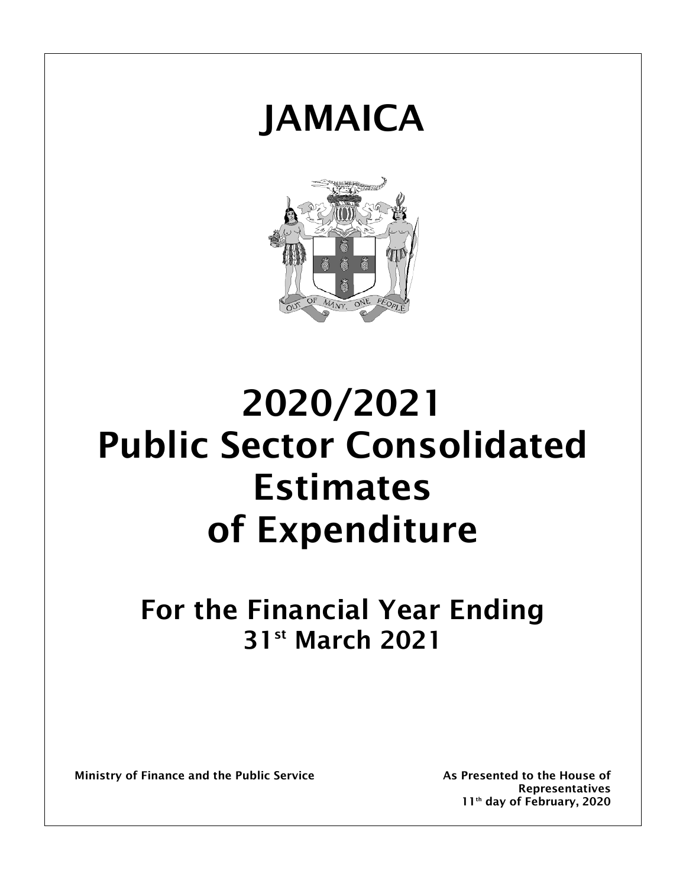# JAMAICA

# 2020/2021 Public Sector Consolidated Estimates of Expenditure

## For the Financial Year Ending 31st March 2021

**Ministry of Finance and the Public Service**

**As Presented to the House of Representatives 11th day of February, 2020**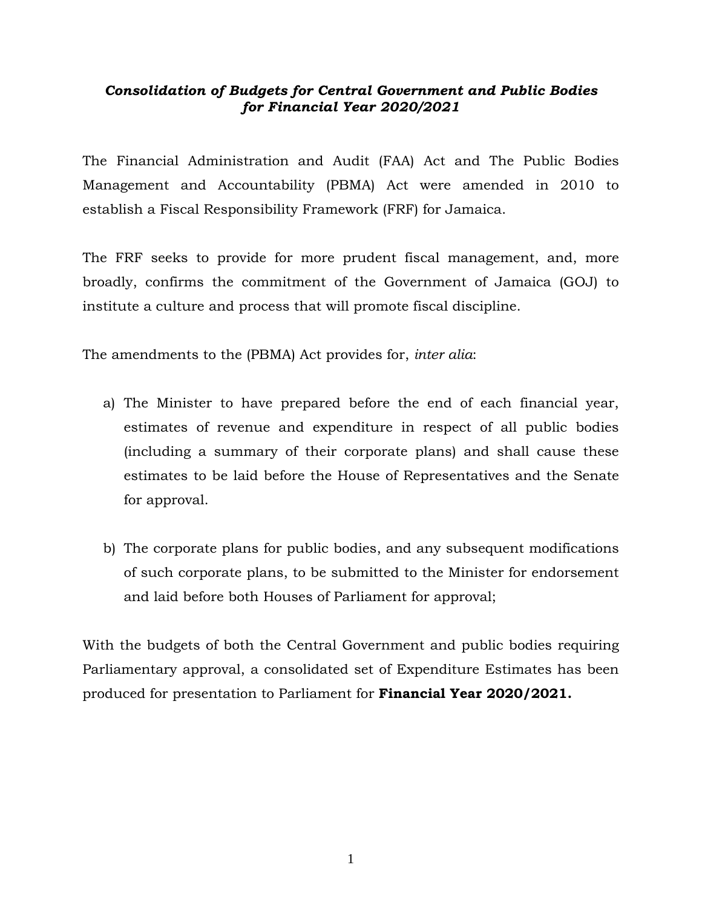***Consolidation of Budgets for Central Government and Public Bodies for Financial Year 2020/2021***

The Financial Administration and Audit (FAA) Act and The Public Bodies Management and Accountability (PBMA) Act were amended in 2010 to establish a Fiscal Responsibility Framework (FRF) for Jamaica.

The FRF seeks to provide for more prudent fiscal management, and, more broadly, confirms the commitment of the Government of Jamaica (GOJ) to institute a culture and process that will promote fiscal discipline.

The amendments to the (PBMA) Act provides for, *inter alia*:

a) The Minister to have prepared before the end of each financial year, estimates of revenue and expenditure in respect of all public bodies (including a summary of their corporate plans) and shall cause these estimates to be laid before the House of Representatives and the Senate for approval.

b) The corporate plans for public bodies, and any subsequent modifications of such corporate plans, to be submitted to the Minister for endorsement and laid before both Houses of Parliament for approval;

With the budgets of both the Central Government and public bodies requiring Parliamentary approval, a consolidated set of Expenditure Estimates has been produced for presentation to Parliament for **Financial Year 2020/2021.**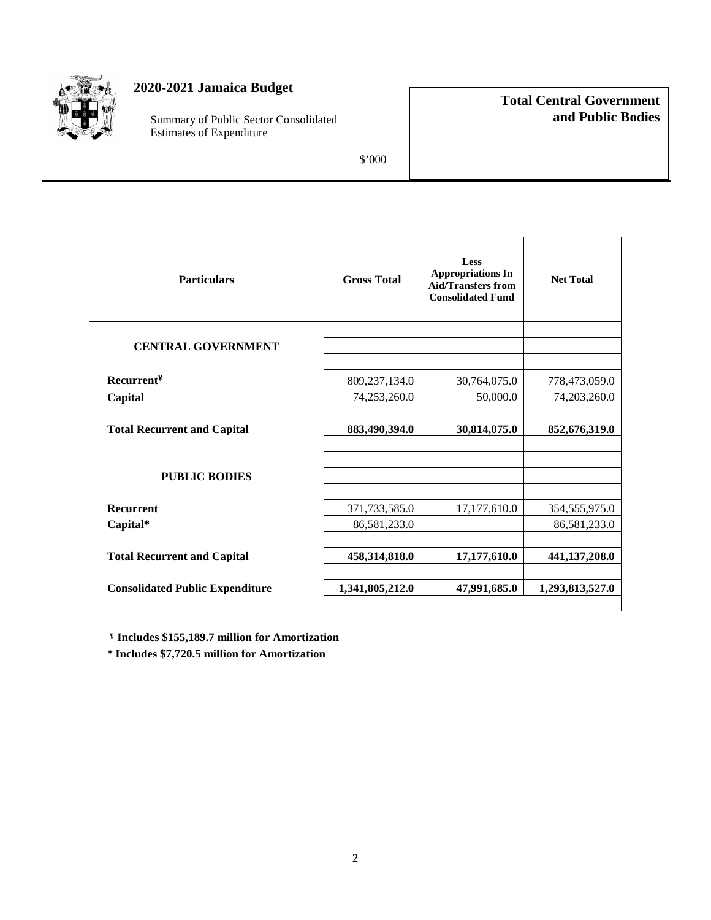# 2020-2021 Jamaica Budget

Summary of Public Sector Consolidated Estimates of Expenditure

$'000

**Total Central Government and Public Bodies**

| Particulars | Gross Total | Less Appropriations In Aid/Transfers from Consolidated Fund | Net Total |
|---|---|---|---|
| **CENTRAL GOVERNMENT** | | | |
| **Recurrent**¥ | 809,237,134.0 | 30,764,075.0 | 778,473,059.0 |
| **Capital** | 74,253,260.0 | 50,000.0 | 74,203,260.0 |
| **Total Recurrent and Capital** | **883,490,394.0** | **30,814,075.0** | **852,676,319.0** |
| **PUBLIC BODIES** | | | |
| **Recurrent** | 371,733,585.0 | 17,177,610.0 | 354,555,975.0 |
| **Capital*** | 86,581,233.0 | | 86,581,233.0 |
| **Total Recurrent and Capital** | **458,314,818.0** | **17,177,610.0** | **441,137,208.0** |
| **Consolidated Public Expenditure** | **1,341,805,212.0** | **47,991,685.0** | **1,293,813,527.0** |

**¥ Includes $155,189.7 million for Amortization**

**\* Includes $7,720.5 million for Amortization**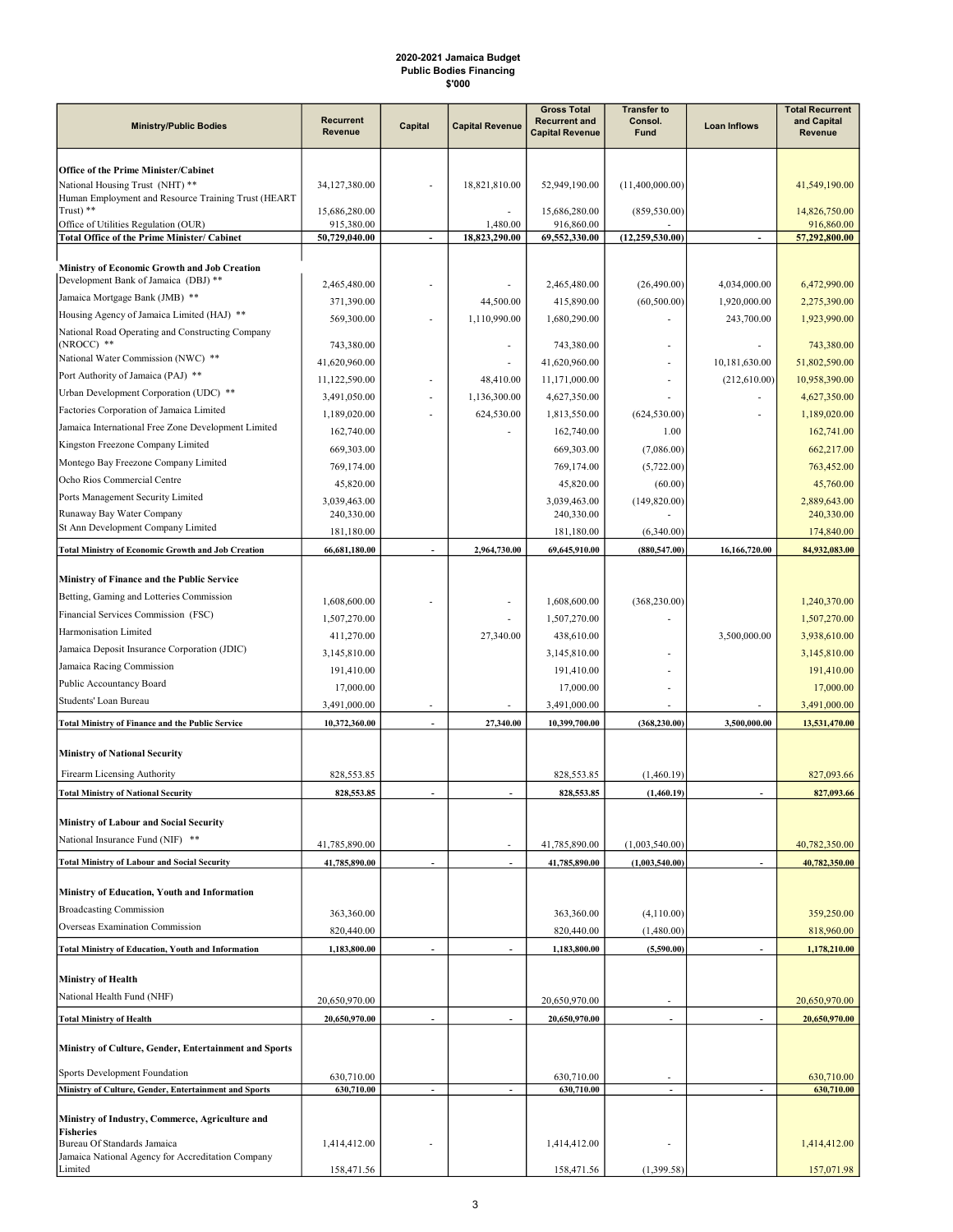**2020-2021 Jamaica Budget**
**Public Bodies Financing**
**$'000**

| Ministry/Public Bodies | Recurrent Revenue | Capital | Capital Revenue | Gross Total Recurrent and Capital Revenue | Transfer to Consol. Fund | Loan Inflows | Total Recurrent and Capital Revenue |
|---|---|---|---|---|---|---|---|
| **Office of the Prime Minister/Cabinet** | | | | | | | |
| National Housing Trust (NHT) ** | 34,127,380.00 | - | 18,821,810.00 | 52,949,190.00 | (11,400,000.00) | | 41,549,190.00 |
| Human Employment and Resource Training Trust (HEART Trust) ** | 15,686,280.00 | | - | 15,686,280.00 | (859,530.00) | | 14,826,750.00 |
| Office of Utilities Regulation (OUR) | 915,380.00 | | 1,480.00 | 916,860.00 | - | | 916,860.00 |
| **Total Office of the Prime Minister/ Cabinet** | **50,729,040.00** | **-** | **18,823,290.00** | **69,552,330.00** | **(12,259,530.00)** | **-** | **57,292,800.00** |
| **Ministry of Economic Growth and Job Creation** | | | | | | | |
| Development Bank of Jamaica (DBJ) ** | 2,465,480.00 | - | - | 2,465,480.00 | (26,490.00) | 4,034,000.00 | 6,472,990.00 |
| Jamaica Mortgage Bank (JMB) ** | 371,390.00 | | 44,500.00 | 415,890.00 | (60,500.00) | 1,920,000.00 | 2,275,390.00 |
| Housing Agency of Jamaica Limited (HAJ) ** | 569,300.00 | - | 1,110,990.00 | 1,680,290.00 | - | 243,700.00 | 1,923,990.00 |
| National Road Operating and Constructing Company (NROCC) ** | 743,380.00 | | - | 743,380.00 | - | - | 743,380.00 |
| National Water Commission (NWC) ** | 41,620,960.00 | | - | 41,620,960.00 | - | 10,181,630.00 | 51,802,590.00 |
| Port Authority of Jamaica (PAJ) ** | 11,122,590.00 | - | 48,410.00 | 11,171,000.00 | - | (212,610.00) | 10,958,390.00 |
| Urban Development Corporation (UDC) ** | 3,491,050.00 | - | 1,136,300.00 | 4,627,350.00 | - | - | 4,627,350.00 |
| Factories Corporation of Jamaica Limited | 1,189,020.00 | - | 624,530.00 | 1,813,550.00 | (624,530.00) | - | 1,189,020.00 |
| Jamaica International Free Zone Development Limited | 162,740.00 | | - | 162,740.00 | 1.00 | | 162,741.00 |
| Kingston Freezone Company Limited | 669,303.00 | | | 669,303.00 | (7,086.00) | | 662,217.00 |
| Montego Bay Freezone Company Limited | 769,174.00 | | | 769,174.00 | (5,722.00) | | 763,452.00 |
| Ocho Rios Commercial Centre | 45,820.00 | | | 45,820.00 | (60.00) | | 45,760.00 |
| Ports Management Security Limited | 3,039,463.00 | | | 3,039,463.00 | (149,820.00) | | 2,889,643.00 |
| Runaway Bay Water Company | 240,330.00 | | | 240,330.00 | - | | 240,330.00 |
| St Ann Development Company Limited | 181,180.00 | | | 181,180.00 | (6,340.00) | | 174,840.00 |
| **Total Ministry of Economic Growth and Job Creation** | **66,681,180.00** | **-** | **2,964,730.00** | **69,645,910.00** | **(880,547.00)** | **16,166,720.00** | **84,932,083.00** |
| **Ministry of Finance and the Public Service** | | | | | | | |
| Betting, Gaming and Lotteries Commission | 1,608,600.00 | - | - | 1,608,600.00 | (368,230.00) | | 1,240,370.00 |
| Financial Services Commission (FSC) | 1,507,270.00 | | - | 1,507,270.00 | - | | 1,507,270.00 |
| Harmonisation Limited | 411,270.00 | | 27,340.00 | 438,610.00 | | 3,500,000.00 | 3,938,610.00 |
| Jamaica Deposit Insurance Corporation (JDIC) | 3,145,810.00 | | | 3,145,810.00 | - | | 3,145,810.00 |
| Jamaica Racing Commission | 191,410.00 | | | 191,410.00 | - | | 191,410.00 |
| Public Accountancy Board | 17,000.00 | | | 17,000.00 | - | | 17,000.00 |
| Students' Loan Bureau | 3,491,000.00 | - | - | 3,491,000.00 | - | - | 3,491,000.00 |
| **Total Ministry of Finance and the Public Service** | **10,372,360.00** | **-** | **27,340.00** | **10,399,700.00** | **(368,230.00)** | **3,500,000.00** | **13,531,470.00** |
| **Ministry of National Security** | | | | | | | |
| Firearm Licensing Authority | 828,553.85 | | | 828,553.85 | (1,460.19) | | 827,093.66 |
| **Total Ministry of National Security** | **828,553.85** | **-** | **-** | **828,553.85** | **(1,460.19)** | **-** | **827,093.66** |
| **Ministry of Labour and Social Security** | | | | | | | |
| National Insurance Fund (NIF) ** | 41,785,890.00 | | - | 41,785,890.00 | (1,003,540.00) | | 40,782,350.00 |
| **Total Ministry of Labour and Social Security** | **41,785,890.00** | **-** | **-** | **41,785,890.00** | **(1,003,540.00)** | **-** | **40,782,350.00** |
| **Ministry of Education, Youth and Information** | | | | | | | |
| Broadcasting Commission | 363,360.00 | | | 363,360.00 | (4,110.00) | | 359,250.00 |
| Overseas Examination Commission | 820,440.00 | | | 820,440.00 | (1,480.00) | | 818,960.00 |
| **Total Ministry of Education, Youth and Information** | **1,183,800.00** | **-** | **-** | **1,183,800.00** | **(5,590.00)** | **-** | **1,178,210.00** |
| **Ministry of Health** | | | | | | | |
| National Health Fund (NHF) | 20,650,970.00 | | | 20,650,970.00 | - | | 20,650,970.00 |
| **Total Ministry of Health** | **20,650,970.00** | **-** | **-** | **20,650,970.00** | **-** | **-** | **20,650,970.00** |
| **Ministry of Culture, Gender, Entertainment and Sports** | | | | | | | |
| Sports Development Foundation | 630,710.00 | | | 630,710.00 | - | | 630,710.00 |
| **Ministry of Culture, Gender, Entertainment and Sports** | **630,710.00** | **-** | **-** | **630,710.00** | **-** | **-** | **630,710.00** |
| **Ministry of Industry, Commerce, Agriculture and Fisheries** | | | | | | | |
| Bureau Of Standards Jamaica | 1,414,412.00 | - | | 1,414,412.00 | - | | 1,414,412.00 |
| Jamaica National Agency for Accreditation Company Limited | 158,471.56 | | | 158,471.56 | (1,399.58) | | 157,071.98 |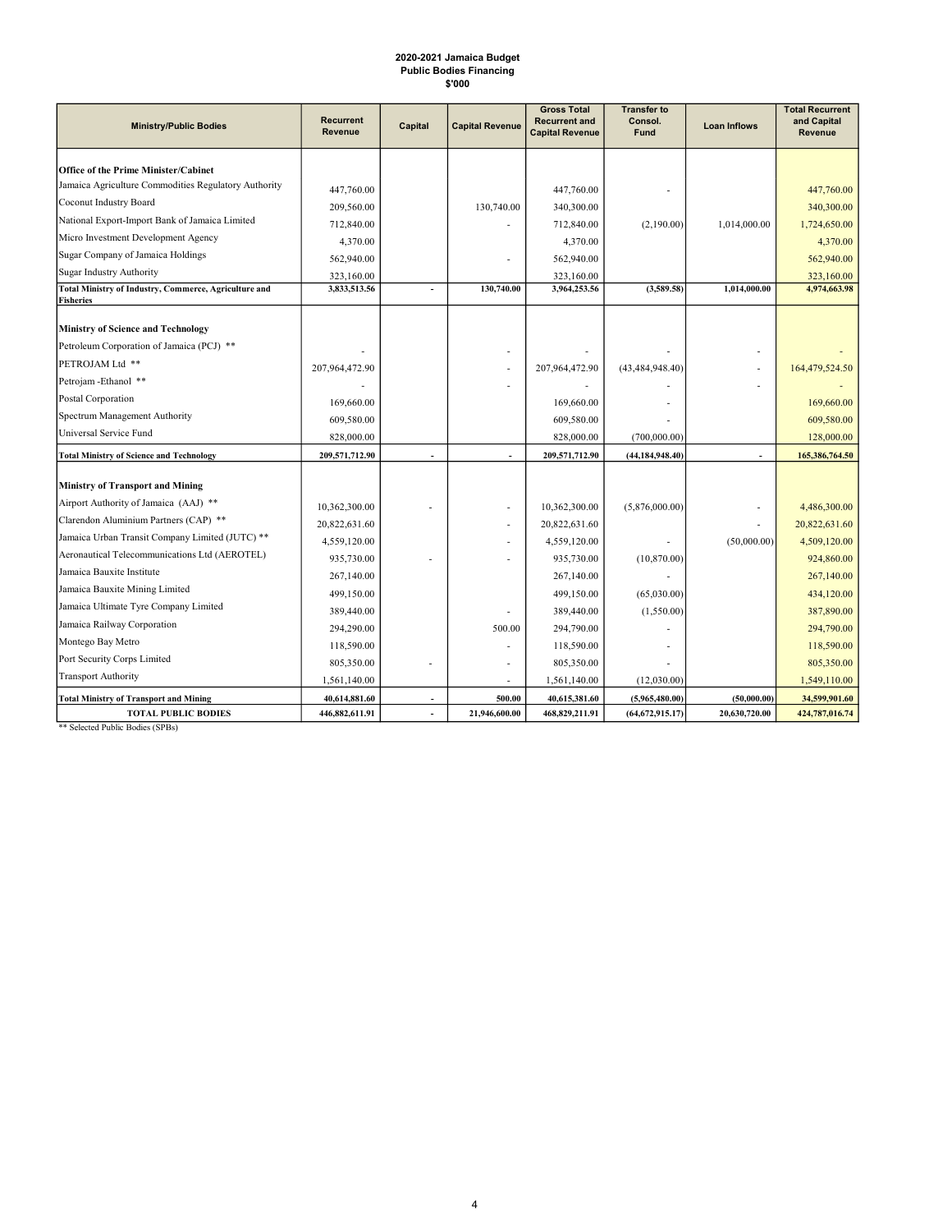**2020-2021 Jamaica Budget**
**Public Bodies Financing**
**$'000**

| Ministry/Public Bodies | Recurrent Revenue | Capital | Capital Revenue | Gross Total Recurrent and Capital Revenue | Transfer to Consol. Fund | Loan Inflows | Total Recurrent and Capital Revenue |
|---|---|---|---|---|---|---|---|
| **Office of the Prime Minister/Cabinet** | | | | | | | |
| Jamaica Agriculture Commodities Regulatory Authority | 447,760.00 | | | 447,760.00 | - | | 447,760.00 |
| Coconut Industry Board | 209,560.00 | | 130,740.00 | 340,300.00 | | | 340,300.00 |
| National Export-Import Bank of Jamaica Limited | 712,840.00 | | - | 712,840.00 | (2,190.00) | 1,014,000.00 | 1,724,650.00 |
| Micro Investment Development Agency | 4,370.00 | | | 4,370.00 | | | 4,370.00 |
| Sugar Company of Jamaica Holdings | 562,940.00 | | - | 562,940.00 | | | 562,940.00 |
| Sugar Industry Authority | 323,160.00 | | | 323,160.00 | | | 323,160.00 |
| **Total Ministry of Industry, Commerce, Agriculture and Fisheries** | **3,833,513.56** | **-** | **130,740.00** | **3,964,253.56** | **(3,589.58)** | **1,014,000.00** | **4,974,663.98** |
| **Ministry of Science and Technology** | | | | | | | |
| Petroleum Corporation of Jamaica (PCJ) ** | - | | - | - | - | - | - |
| PETROJAM Ltd ** | 207,964,472.90 | | - | 207,964,472.90 | (43,484,948.40) | - | 164,479,524.50 |
| Petrojam -Ethanol ** | - | | - | - | - | - | - |
| Postal Corporation | 169,660.00 | | | 169,660.00 | - | | 169,660.00 |
| Spectrum Management Authority | 609,580.00 | | | 609,580.00 | - | | 609,580.00 |
| Universal Service Fund | 828,000.00 | | | 828,000.00 | (700,000.00) | | 128,000.00 |
| **Total Ministry of Science and Technology** | **209,571,712.90** | **-** | **-** | **209,571,712.90** | **(44,184,948.40)** | **-** | **165,386,764.50** |
| **Ministry of Transport and Mining** | | | | | | | |
| Airport Authority of Jamaica (AAJ) ** | 10,362,300.00 | - | - | 10,362,300.00 | (5,876,000.00) | - | 4,486,300.00 |
| Clarendon Aluminium Partners (CAP) ** | 20,822,631.60 | | - | 20,822,631.60 | | - | 20,822,631.60 |
| Jamaica Urban Transit Company Limited (JUTC) ** | 4,559,120.00 | | - | 4,559,120.00 | - | (50,000.00) | 4,509,120.00 |
| Aeronautical Telecommunications Ltd (AEROTEL) | 935,730.00 | - | - | 935,730.00 | (10,870.00) | | 924,860.00 |
| Jamaica Bauxite Institute | 267,140.00 | | | 267,140.00 | - | | 267,140.00 |
| Jamaica Bauxite Mining Limited | 499,150.00 | | | 499,150.00 | (65,030.00) | | 434,120.00 |
| Jamaica Ultimate Tyre Company Limited | 389,440.00 | | - | 389,440.00 | (1,550.00) | | 387,890.00 |
| Jamaica Railway Corporation | 294,290.00 | | 500.00 | 294,790.00 | - | | 294,790.00 |
| Montego Bay Metro | 118,590.00 | | - | 118,590.00 | - | | 118,590.00 |
| Port Security Corps Limited | 805,350.00 | - | - | 805,350.00 | - | | 805,350.00 |
| Transport Authority | 1,561,140.00 | | - | 1,561,140.00 | (12,030.00) | | 1,549,110.00 |
| **Total Ministry of Transport and Mining** | **40,614,881.60** | **-** | **500.00** | **40,615,381.60** | **(5,965,480.00)** | **(50,000.00)** | **34,599,901.60** |
| **TOTAL PUBLIC BODIES** | **446,882,611.91** | **-** | **21,946,600.00** | **468,829,211.91** | **(64,672,915.17)** | **20,630,720.00** | **424,787,016.74** |

** Selected Public Bodies (SPBs)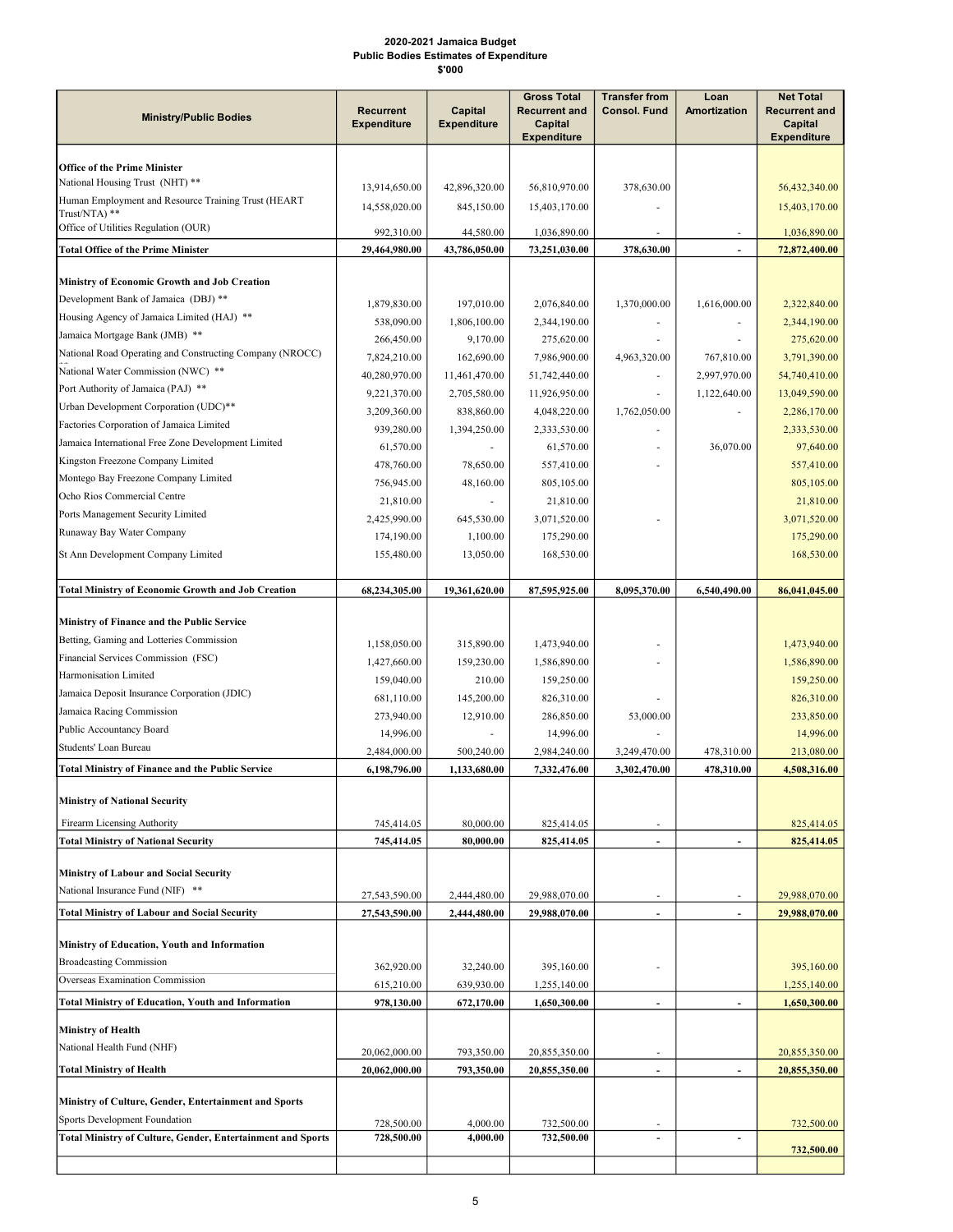**2020-2021 Jamaica Budget**
**Public Bodies Estimates of Expenditure**
**$'000**

| Ministry/Public Bodies | Recurrent Expenditure | Capital Expenditure | Gross Total Recurrent and Capital Expenditure | Transfer from Consol. Fund | Loan Amortization | Net Total Recurrent and Capital Expenditure |
|---|---|---|---|---|---|---|
| **Office of the Prime Minister** | | | | | | |
| National Housing Trust (NHT) ** | 13,914,650.00 | 42,896,320.00 | 56,810,970.00 | 378,630.00 | | 56,432,340.00 |
| Human Employment and Resource Training Trust (HEART Trust/NTA) ** | 14,558,020.00 | 845,150.00 | 15,403,170.00 | - | | 15,403,170.00 |
| Office of Utilities Regulation (OUR) | 992,310.00 | 44,580.00 | 1,036,890.00 | - | - | 1,036,890.00 |
| **Total Office of the Prime Minister** | **29,464,980.00** | **43,786,050.00** | **73,251,030.00** | **378,630.00** | **-** | **72,872,400.00** |
| **Ministry of Economic Growth and Job Creation** | | | | | | |
| Development Bank of Jamaica (DBJ) ** | 1,879,830.00 | 197,010.00 | 2,076,840.00 | 1,370,000.00 | 1,616,000.00 | 2,322,840.00 |
| Housing Agency of Jamaica Limited (HAJ) ** | 538,090.00 | 1,806,100.00 | 2,344,190.00 | - | - | 2,344,190.00 |
| Jamaica Mortgage Bank (JMB) ** | 266,450.00 | 9,170.00 | 275,620.00 | - | - | 275,620.00 |
| National Road Operating and Constructing Company (NROCC) | 7,824,210.00 | 162,690.00 | 7,986,900.00 | 4,963,320.00 | 767,810.00 | 3,791,390.00 |
| National Water Commission (NWC) ** | 40,280,970.00 | 11,461,470.00 | 51,742,440.00 | - | 2,997,970.00 | 54,740,410.00 |
| Port Authority of Jamaica (PAJ) ** | 9,221,370.00 | 2,705,580.00 | 11,926,950.00 | - | 1,122,640.00 | 13,049,590.00 |
| Urban Development Corporation (UDC)** | 3,209,360.00 | 838,860.00 | 4,048,220.00 | 1,762,050.00 | - | 2,286,170.00 |
| Factories Corporation of Jamaica Limited | 939,280.00 | 1,394,250.00 | 2,333,530.00 | - | | 2,333,530.00 |
| Jamaica International Free Zone Development Limited | 61,570.00 | - | 61,570.00 | - | 36,070.00 | 97,640.00 |
| Kingston Freezone Company Limited | 478,760.00 | 78,650.00 | 557,410.00 | - | | 557,410.00 |
| Montego Bay Freezone Company Limited | 756,945.00 | 48,160.00 | 805,105.00 | | | 805,105.00 |
| Ocho Rios Commercial Centre | 21,810.00 | - | 21,810.00 | | | 21,810.00 |
| Ports Management Security Limited | 2,425,990.00 | 645,530.00 | 3,071,520.00 | - | | 3,071,520.00 |
| Runaway Bay Water Company | 174,190.00 | 1,100.00 | 175,290.00 | | | 175,290.00 |
| St Ann Development Company Limited | 155,480.00 | 13,050.00 | 168,530.00 | | | 168,530.00 |
| **Total Ministry of Economic Growth and Job Creation** | **68,234,305.00** | **19,361,620.00** | **87,595,925.00** | **8,095,370.00** | **6,540,490.00** | **86,041,045.00** |
| **Ministry of Finance and the Public Service** | | | | | | |
| Betting, Gaming and Lotteries Commission | 1,158,050.00 | 315,890.00 | 1,473,940.00 | - | | 1,473,940.00 |
| Financial Services Commission (FSC) | 1,427,660.00 | 159,230.00 | 1,586,890.00 | - | | 1,586,890.00 |
| Harmonisation Limited | 159,040.00 | 210.00 | 159,250.00 | | | 159,250.00 |
| Jamaica Deposit Insurance Corporation (JDIC) | 681,110.00 | 145,200.00 | 826,310.00 | - | | 826,310.00 |
| Jamaica Racing Commission | 273,940.00 | 12,910.00 | 286,850.00 | 53,000.00 | | 233,850.00 |
| Public Accountancy Board | 14,996.00 | - | 14,996.00 | - | | 14,996.00 |
| Students' Loan Bureau | 2,484,000.00 | 500,240.00 | 2,984,240.00 | 3,249,470.00 | 478,310.00 | 213,080.00 |
| **Total Ministry of Finance and the Public Service** | **6,198,796.00** | **1,133,680.00** | **7,332,476.00** | **3,302,470.00** | **478,310.00** | **4,508,316.00** |
| **Ministry of National Security** | | | | | | |
| Firearm Licensing Authority | 745,414.05 | 80,000.00 | 825,414.05 | - | | 825,414.05 |
| **Total Ministry of National Security** | **745,414.05** | **80,000.00** | **825,414.05** | **-** | **-** | **825,414.05** |
| **Ministry of Labour and Social Security** | | | | | | |
| National Insurance Fund (NIF) ** | 27,543,590.00 | 2,444,480.00 | 29,988,070.00 | - | - | 29,988,070.00 |
| **Total Ministry of Labour and Social Security** | **27,543,590.00** | **2,444,480.00** | **29,988,070.00** | **-** | **-** | **29,988,070.00** |
| **Ministry of Education, Youth and Information** | | | | | | |
| Broadcasting Commission | 362,920.00 | 32,240.00 | 395,160.00 | - | | 395,160.00 |
| Overseas Examination Commission | 615,210.00 | 639,930.00 | 1,255,140.00 | | | 1,255,140.00 |
| **Total Ministry of Education, Youth and Information** | **978,130.00** | **672,170.00** | **1,650,300.00** | **-** | **-** | **1,650,300.00** |
| **Ministry of Health** | | | | | | |
| National Health Fund (NHF) | 20,062,000.00 | 793,350.00 | 20,855,350.00 | - | | 20,855,350.00 |
| **Total Ministry of Health** | **20,062,000.00** | **793,350.00** | **20,855,350.00** | **-** | **-** | **20,855,350.00** |
| **Ministry of Culture, Gender, Entertainment and Sports** | | | | | | |
| Sports Development Foundation | 728,500.00 | 4,000.00 | 732,500.00 | - | | 732,500.00 |
| **Total Ministry of Culture, Gender, Entertainment and Sports** | **728,500.00** | **4,000.00** | **732,500.00** | **-** | **-** | **732,500.00** |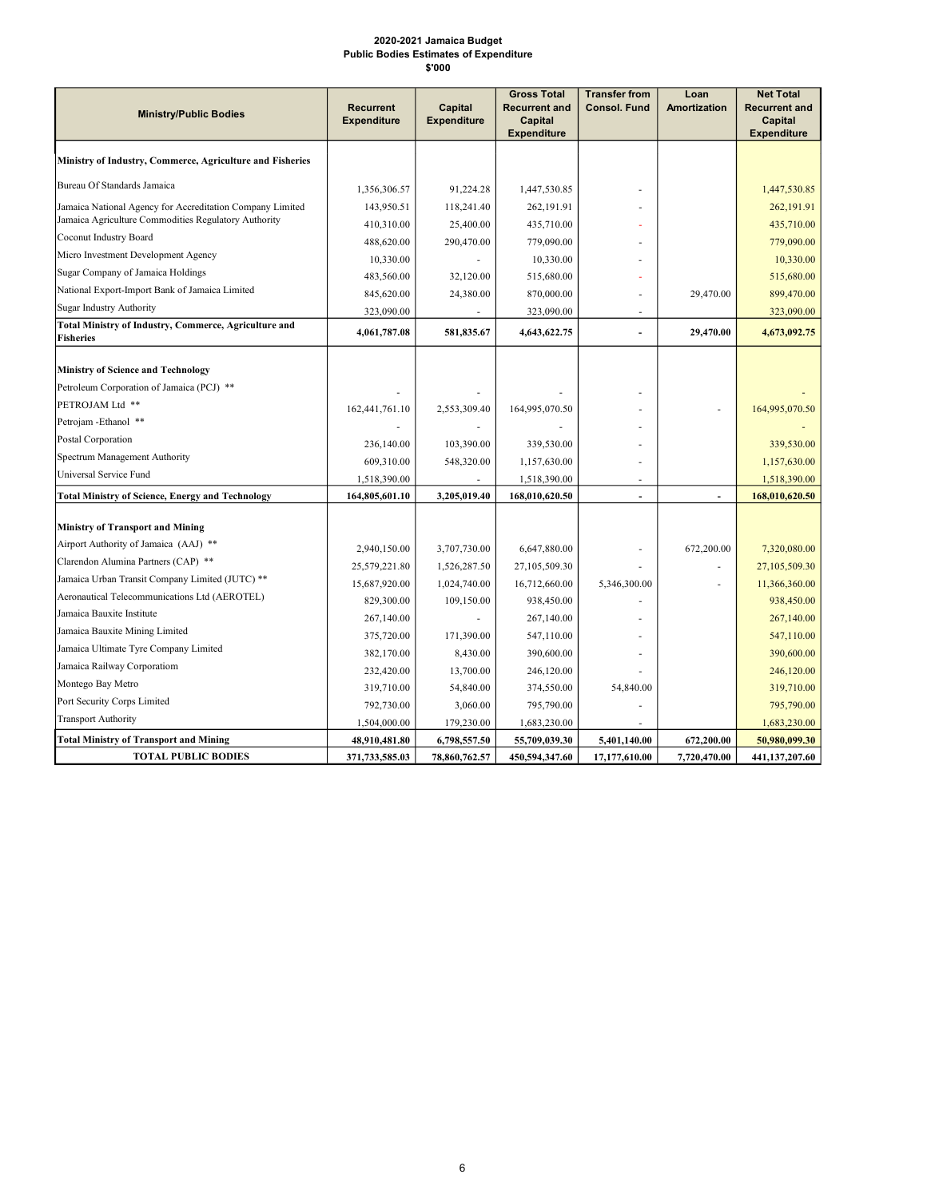**2020-2021 Jamaica Budget**
**Public Bodies Estimates of Expenditure**
**$'000**

| Ministry/Public Bodies | Recurrent Expenditure | Capital Expenditure | Gross Total Recurrent and Capital Expenditure | Transfer from Consol. Fund | Loan Amortization | Net Total Recurrent and Capital Expenditure |
|---|---|---|---|---|---|---|
| **Ministry of Industry, Commerce, Agriculture and Fisheries** | | | | | | |
| Bureau Of Standards Jamaica | 1,356,306.57 | 91,224.28 | 1,447,530.85 | - | | 1,447,530.85 |
| Jamaica National Agency for Accreditation Company Limited | 143,950.51 | 118,241.40 | 262,191.91 | - | | 262,191.91 |
| Jamaica Agriculture Commodities Regulatory Authority | 410,310.00 | 25,400.00 | 435,710.00 | - | | 435,710.00 |
| Coconut Industry Board | 488,620.00 | 290,470.00 | 779,090.00 | - | | 779,090.00 |
| Micro Investment Development Agency | 10,330.00 | - | 10,330.00 | - | | 10,330.00 |
| Sugar Company of Jamaica Holdings | 483,560.00 | 32,120.00 | 515,680.00 | - | | 515,680.00 |
| National Export-Import Bank of Jamaica Limited | 845,620.00 | 24,380.00 | 870,000.00 | - | 29,470.00 | 899,470.00 |
| Sugar Industry Authority | 323,090.00 | - | 323,090.00 | - | | 323,090.00 |
| **Total Ministry of Industry, Commerce, Agriculture and Fisheries** | **4,061,787.08** | **581,835.67** | **4,643,622.75** | **-** | **29,470.00** | **4,673,092.75** |
| **Ministry of Science and Technology** | | | | | | |
| Petroleum Corporation of Jamaica (PCJ) ** | - | - | - | - | | - |
| PETROJAM Ltd ** | 162,441,761.10 | 2,553,309.40 | 164,995,070.50 | - | - | 164,995,070.50 |
| Petrojam -Ethanol ** | - | - | - | - | | - |
| Postal Corporation | 236,140.00 | 103,390.00 | 339,530.00 | - | | 339,530.00 |
| Spectrum Management Authority | 609,310.00 | 548,320.00 | 1,157,630.00 | - | | 1,157,630.00 |
| Universal Service Fund | 1,518,390.00 | - | 1,518,390.00 | - | | 1,518,390.00 |
| **Total Ministry of Science, Energy and Technology** | **164,805,601.10** | **3,205,019.40** | **168,010,620.50** | **-** | **-** | **168,010,620.50** |
| **Ministry of Transport and Mining** | | | | | | |
| Airport Authority of Jamaica (AAJ) ** | 2,940,150.00 | 3,707,730.00 | 6,647,880.00 | - | 672,200.00 | 7,320,080.00 |
| Clarendon Alumina Partners (CAP) ** | 25,579,221.80 | 1,526,287.50 | 27,105,509.30 | - | - | 27,105,509.30 |
| Jamaica Urban Transit Company Limited (JUTC) ** | 15,687,920.00 | 1,024,740.00 | 16,712,660.00 | 5,346,300.00 | - | 11,366,360.00 |
| Aeronautical Telecommunications Ltd (AEROTEL) | 829,300.00 | 109,150.00 | 938,450.00 | - | | 938,450.00 |
| Jamaica Bauxite Institute | 267,140.00 | - | 267,140.00 | - | | 267,140.00 |
| Jamaica Bauxite Mining Limited | 375,720.00 | 171,390.00 | 547,110.00 | - | | 547,110.00 |
| Jamaica Ultimate Tyre Company Limited | 382,170.00 | 8,430.00 | 390,600.00 | - | | 390,600.00 |
| Jamaica Railway Corporatiom | 232,420.00 | 13,700.00 | 246,120.00 | - | | 246,120.00 |
| Montego Bay Metro | 319,710.00 | 54,840.00 | 374,550.00 | 54,840.00 | | 319,710.00 |
| Port Security Corps Limited | 792,730.00 | 3,060.00 | 795,790.00 | - | | 795,790.00 |
| Transport Authority | 1,504,000.00 | 179,230.00 | 1,683,230.00 | - | | 1,683,230.00 |
| **Total Ministry of Transport and Mining** | **48,910,481.80** | **6,798,557.50** | **55,709,039.30** | **5,401,140.00** | **672,200.00** | **50,980,099.30** |
| **TOTAL PUBLIC BODIES** | **371,733,585.03** | **78,860,762.57** | **450,594,347.60** | **17,177,610.00** | **7,720,470.00** | **441,137,207.60** |